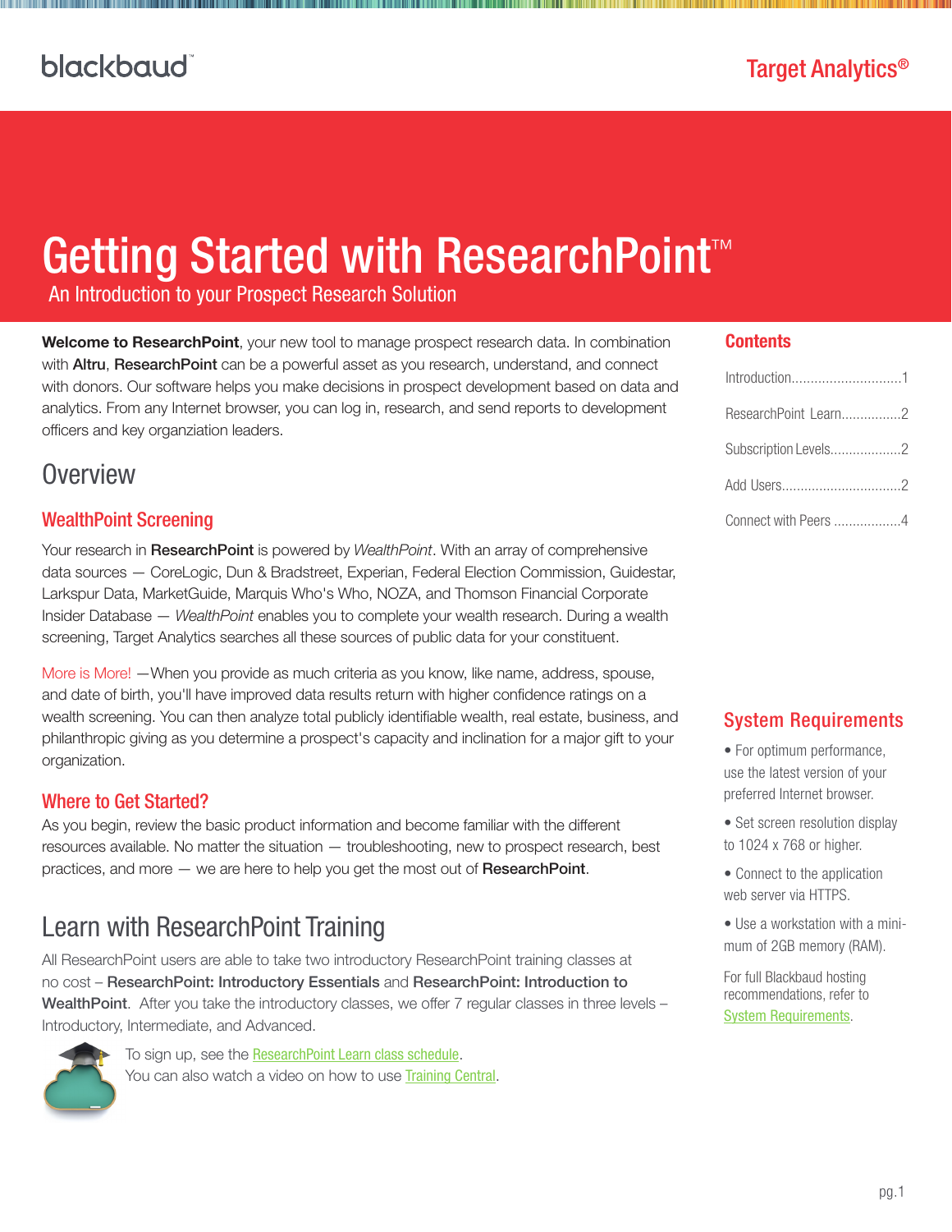blackbaud™

Target Analytics®

# Getting Started with ResearchPoint™

An Introduction to your Prospect Research Solution

**Welcome to ResearchPoint**, your new tool to manage prospect research data. In combination with **Altru**, **ResearchPoint** can be a powerful asset as you research, understand, and connect with donors. Our software helps you make decisions in prospect development based on data and analytics. From any Internet browser, you can log in, research, and send reports to development officers and key organziation leaders.

## Overview

### WealthPoint Screening

Your research in **ResearchPoint** is powered by *WealthPoint*. With an array of comprehensive data sources — CoreLogic, Dun & Bradstreet, Experian, Federal Election Commission, Guidestar, Larkspur Data, MarketGuide, Marquis Who's Who, NOZA, and Thomson Financial Corporate Insider Database — *WealthPoint* enables you to complete your wealth research. During a wealth screening, Target Analytics searches all these sources of public data for your constituent.

More is More! —When you provide as much criteria as you know, like name, address, spouse, and date of birth, you'll have improved data results return with higher confidence ratings on a wealth screening. You can then analyze total publicly identifiable wealth, real estate, business, and philanthropic giving as you determine a prospect's capacity and inclination for a major gift to your organization.

### Where to Get Started?

As you begin, review the basic product information and become familiar with the different resources available. No matter the situation — troubleshooting, new to prospect research, best practices, and more — we are here to help you get the most out of **ResearchPoint**.

## Learn with ResearchPoint Training

All ResearchPoint users are able to take two introductory ResearchPoint training classes at no cost – **ResearchPoint: Introductory Essentials** and **ResearchPoint: Introduction to WealthPoint**. After you take the introductory classes, we offer 7 regular classes in three levels – Introductory, Intermediate, and Advanced.

To sign up, see the ResearchPoint Learn class schedule.
You can also watch a video on how to use Training Central.

### Contents

- Introduction.............................1
- ResearchPoint Learn................2
- Subscription Levels..................2
- Add Users................................2
- Connect with Peers ..................4

### System Requirements

- For optimum performance, use the latest version of your preferred Internet browser.
- Set screen resolution display to 1024 x 768 or higher.
- Connect to the application web server via HTTPS.
- Use a workstation with a minimum of 2GB memory (RAM).

For full Blackbaud hosting recommendations, refer to System Requirements.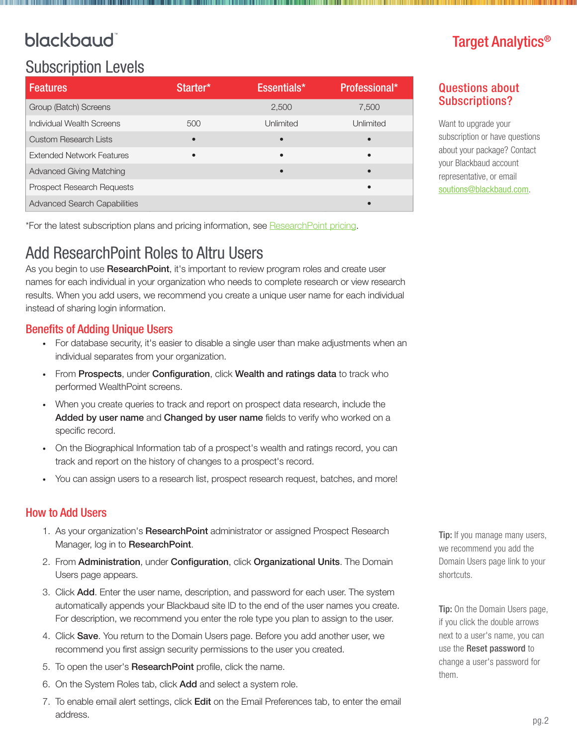# Subscription Levels

| Features | Starter* | Essentials* | Professional* |
|---|---|---|---|
| Group (Batch) Screens | | 2,500 | 7,500 |
| Individual Wealth Screens | 500 | Unlimited | Unlimited |
| Custom Research Lists | • | • | • |
| Extended Network Features | • | • | • |
| Advanced Giving Matching | | • | • |
| Prospect Research Requests | | | • |
| Advanced Search Capabilities | | | • |

*For the latest subscription plans and pricing information, see ResearchPoint pricing.

## Questions about Subscriptions?

Want to upgrade your subscription or have questions about your package? Contact your Blackbaud account representative, or email soutions@blackbaud.com.

# Add ResearchPoint Roles to Altru Users

As you begin to use **ResearchPoint**, it's important to review program roles and create user names for each individual in your organization who needs to complete research or view research results. When you add users, we recommend you create a unique user name for each individual instead of sharing login information.

## Benefits of Adding Unique Users

- For database security, it's easier to disable a single user than make adjustments when an individual separates from your organization.
- From **Prospects**, under **Configuration**, click **Wealth and ratings data** to track who performed WealthPoint screens.
- When you create queries to track and report on prospect data research, include the **Added by user name** and **Changed by user name** fields to verify who worked on a specific record.
- On the Biographical Information tab of a prospect's wealth and ratings record, you can track and report on the history of changes to a prospect's record.
- You can assign users to a research list, prospect research request, batches, and more!

## How to Add Users

1. As your organization's **ResearchPoint** administrator or assigned Prospect Research Manager, log in to **ResearchPoint**.
2. From **Administration**, under **Configuration**, click **Organizational Units**. The Domain Users page appears.
3. Click **Add**. Enter the user name, description, and password for each user. The system automatically appends your Blackbaud site ID to the end of the user names you create. For description, we recommend you enter the role type you plan to assign to the user.
4. Click **Save**. You return to the Domain Users page. Before you add another user, we recommend you first assign security permissions to the user you created.
5. To open the user's **ResearchPoint** profile, click the name.
6. On the System Roles tab, click **Add** and select a system role.
7. To enable email alert settings, click **Edit** on the Email Preferences tab, to enter the email address.

**Tip:** If you manage many users, we recommend you add the Domain Users page link to your shortcuts.

**Tip:** On the Domain Users page, if you click the double arrows next to a user's name, you can use the **Reset password** to change a user's password for them.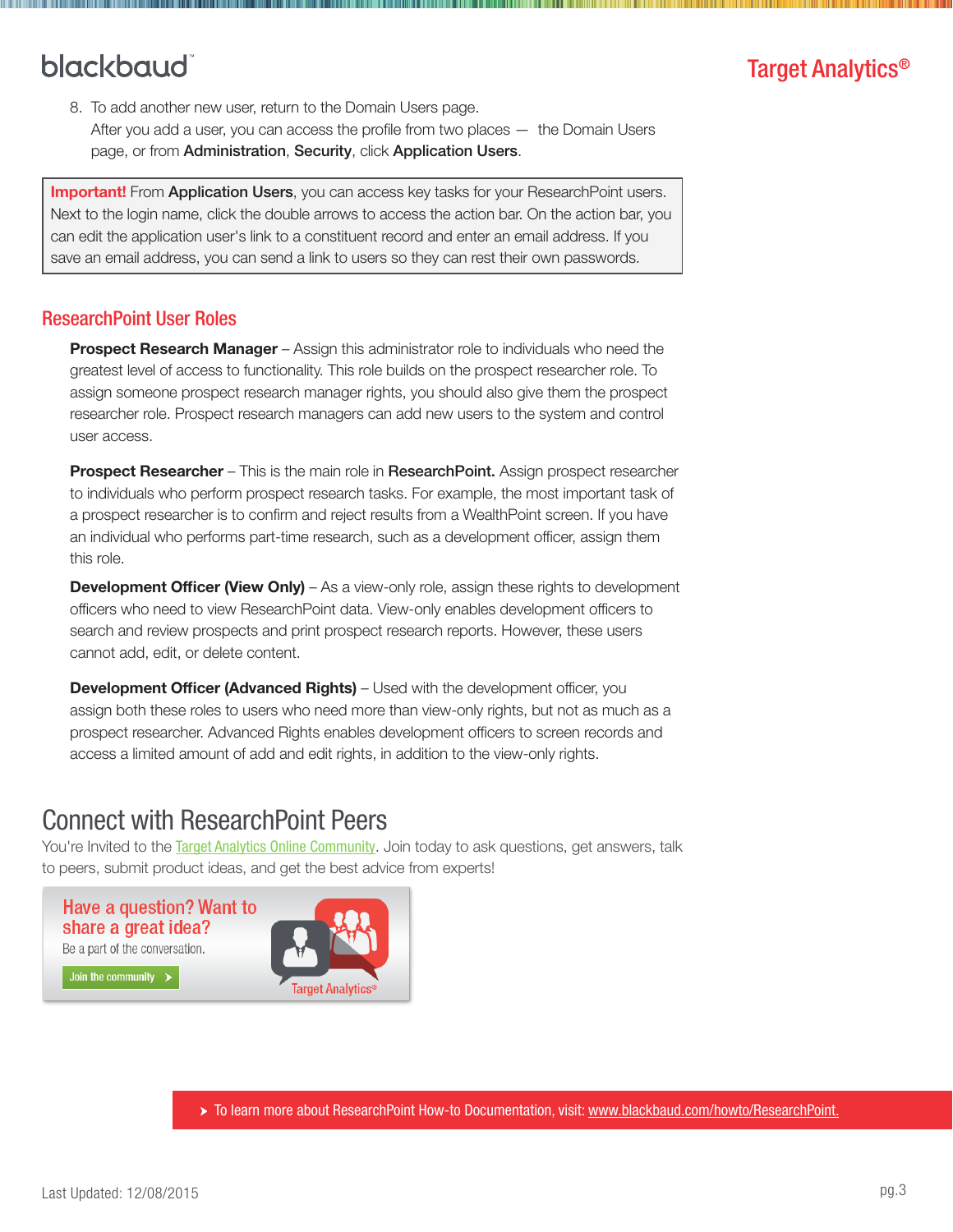8. To add another new user, return to the Domain Users page.
   After you add a user, you can access the profile from two places — the Domain Users page, or from **Administration**, **Security**, click **Application Users**.

> **Important!** From **Application Users**, you can access key tasks for your ResearchPoint users. Next to the login name, click the double arrows to access the action bar. On the action bar, you can edit the application user's link to a constituent record and enter an email address. If you save an email address, you can send a link to users so they can rest their own passwords.

## ResearchPoint User Roles

**Prospect Research Manager** – Assign this administrator role to individuals who need the greatest level of access to functionality. This role builds on the prospect researcher role. To assign someone prospect research manager rights, you should also give them the prospect researcher role. Prospect research managers can add new users to the system and control user access.

**Prospect Researcher** – This is the main role in **ResearchPoint.** Assign prospect researcher to individuals who perform prospect research tasks. For example, the most important task of a prospect researcher is to confirm and reject results from a WealthPoint screen. If you have an individual who performs part-time research, such as a development officer, assign them this role.

**Development Officer (View Only)** – As a view-only role, assign these rights to development officers who need to view ResearchPoint data. View-only enables development officers to search and review prospects and print prospect research reports. However, these users cannot add, edit, or delete content.

**Development Officer (Advanced Rights)** – Used with the development officer, you assign both these roles to users who need more than view-only rights, but not as much as a prospect researcher. Advanced Rights enables development officers to screen records and access a limited amount of add and edit rights, in addition to the view-only rights.

# Connect with ResearchPoint Peers

You're Invited to the Target Analytics Online Community. Join today to ask questions, get answers, talk to peers, submit product ideas, and get the best advice from experts!

Have a question? Want to share a great idea?

Be a part of the conversation.

Join the community

Target Analytics®

To learn more about ResearchPoint How-to Documentation, visit: www.blackbaud.com/howto/ResearchPoint.

Last Updated: 12/08/2015